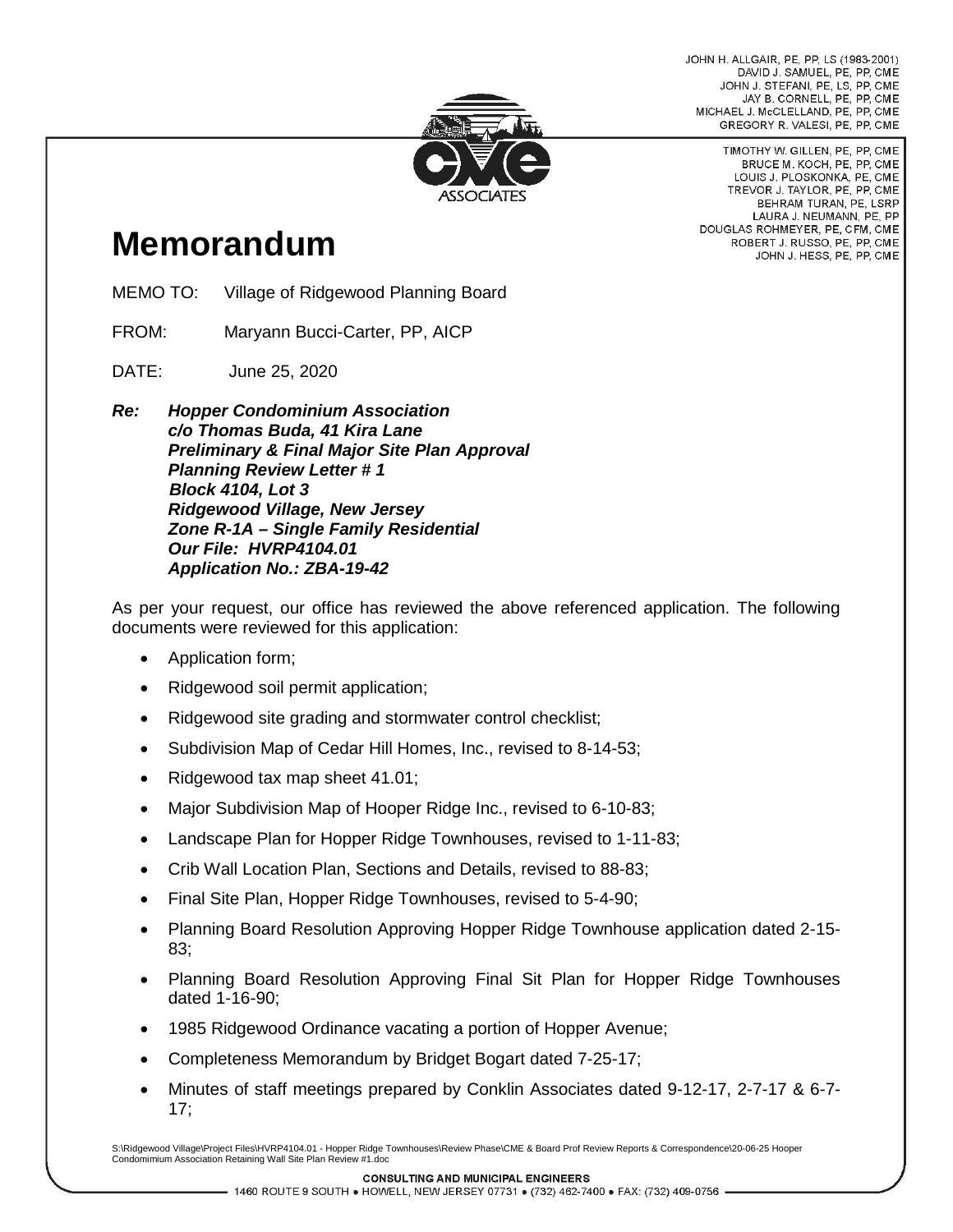JOHN H. ALLGAIR, PE, PP, LS (1983-2001)
DAVID J. SAMUEL, PE, PP, CME
JOHN J. STEFANI, PE, LS, PP, CME
JAY B. CORNELL, PE, PP, CME
MICHAEL J. McCLELLAND, PE, PP, CME
GREGORY R. VALESI, PE, PP, CME

TIMOTHY W. GILLEN, PE, PP, CME
BRUCE M. KOCH, PE, PP, CME
LOUIS J. PLOSKONKA, PE, CME
TREVOR J. TAYLOR, PE, PP, CME
BEHRAM TURAN, PE, LSRP
LAURA J. NEUMANN, PE, PP
DOUGLAS ROHMEYER, PE, CFM, CME
ROBERT J. RUSSO, PE, PP, CME
JOHN J. HESS, PE, PP, CME

# Memorandum

MEMO TO: Village of Ridgewood Planning Board

FROM: Maryann Bucci-Carter, PP, AICP

DATE: June 25, 2020

***Re: Hopper Condominium Association***
***c/o Thomas Buda, 41 Kira Lane***
***Preliminary & Final Major Site Plan Approval***
***Planning Review Letter # 1***
***Block 4104, Lot 3***
***Ridgewood Village, New Jersey***
***Zone R-1A – Single Family Residential***
***Our File: HVRP4104.01***
***Application No.: ZBA-19-42***

As per your request, our office has reviewed the above referenced application. The following documents were reviewed for this application:

- Application form;
- Ridgewood soil permit application;
- Ridgewood site grading and stormwater control checklist;
- Subdivision Map of Cedar Hill Homes, Inc., revised to 8-14-53;
- Ridgewood tax map sheet 41.01;
- Major Subdivision Map of Hooper Ridge Inc., revised to 6-10-83;
- Landscape Plan for Hopper Ridge Townhouses, revised to 1-11-83;
- Crib Wall Location Plan, Sections and Details, revised to 88-83;
- Final Site Plan, Hopper Ridge Townhouses, revised to 5-4-90;
- Planning Board Resolution Approving Hopper Ridge Townhouse application dated 2-15-83;
- Planning Board Resolution Approving Final Sit Plan for Hopper Ridge Townhouses dated 1-16-90;
- 1985 Ridgewood Ordinance vacating a portion of Hopper Avenue;
- Completeness Memorandum by Bridget Bogart dated 7-25-17;
- Minutes of staff meetings prepared by Conklin Associates dated 9-12-17, 2-7-17 & 6-7-17;

S:\Ridgewood Village\Project Files\HVRP4104.01 - Hopper Ridge Townhouses\Review Phase\CME & Board Prof Review Reports & Correspondence\20-06-25 Hooper Condomimium Association Retaining Wall Site Plan Review #1.doc

CONSULTING AND MUNICIPAL ENGINEERS
1460 ROUTE 9 SOUTH • HOWELL, NEW JERSEY 07731 • (732) 462-7400 • FAX: (732) 409-0756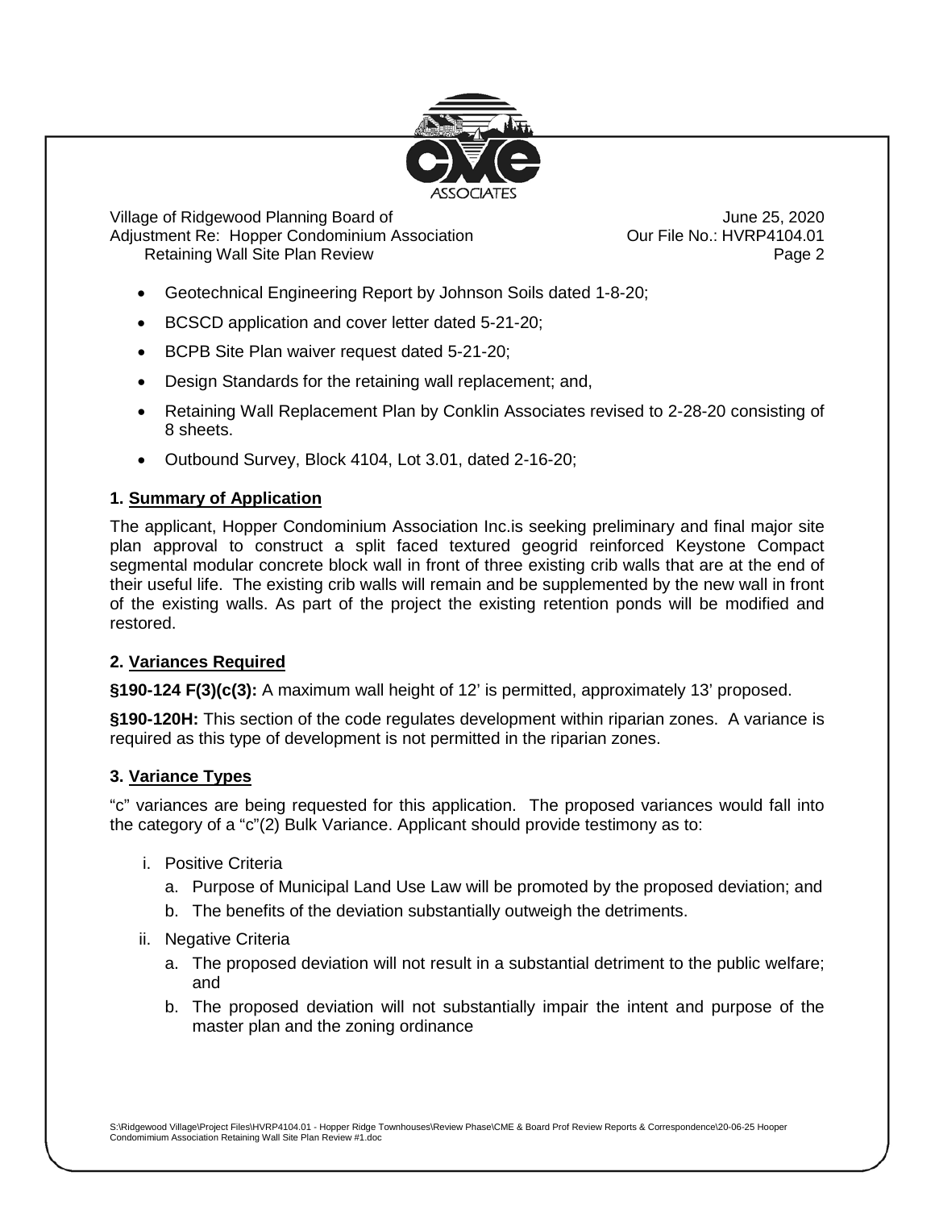- Geotechnical Engineering Report by Johnson Soils dated 1-8-20;
- BCSCD application and cover letter dated 5-21-20;
- BCPB Site Plan waiver request dated 5-21-20;
- Design Standards for the retaining wall replacement; and,
- Retaining Wall Replacement Plan by Conklin Associates revised to 2-28-20 consisting of 8 sheets.
- Outbound Survey, Block 4104, Lot 3.01, dated 2-16-20;

## 1. Summary of Application

The applicant, Hopper Condominium Association Inc.is seeking preliminary and final major site plan approval to construct a split faced textured geogrid reinforced Keystone Compact segmental modular concrete block wall in front of three existing crib walls that are at the end of their useful life. The existing crib walls will remain and be supplemented by the new wall in front of the existing walls. As part of the project the existing retention ponds will be modified and restored.

## 2. Variances Required

**§190-124 F(3)(c(3):** A maximum wall height of 12' is permitted, approximately 13' proposed.

**§190-120H:** This section of the code regulates development within riparian zones. A variance is required as this type of development is not permitted in the riparian zones.

## 3. Variance Types

"c" variances are being requested for this application. The proposed variances would fall into the category of a "c"(2) Bulk Variance. Applicant should provide testimony as to:

- i. Positive Criteria
  - a. Purpose of Municipal Land Use Law will be promoted by the proposed deviation; and
  - b. The benefits of the deviation substantially outweigh the detriments.
- ii. Negative Criteria
  - a. The proposed deviation will not result in a substantial detriment to the public welfare; and
  - b. The proposed deviation will not substantially impair the intent and purpose of the master plan and the zoning ordinance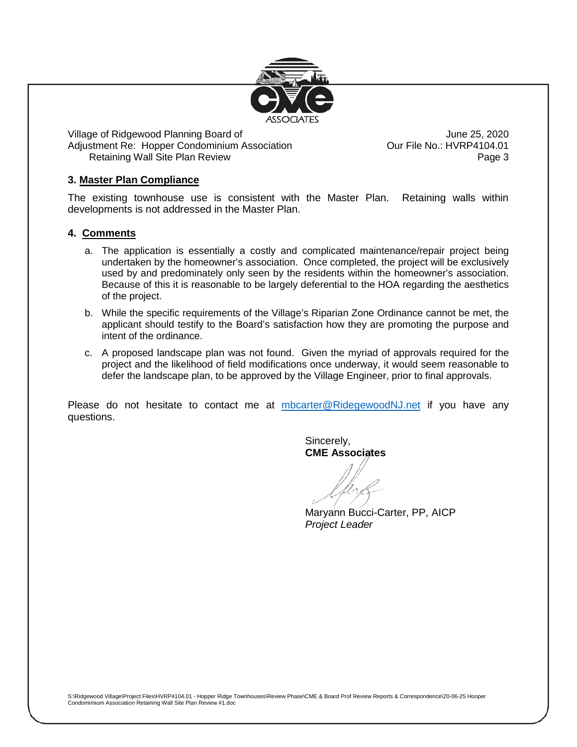### 3. Master Plan Compliance

The existing townhouse use is consistent with the Master Plan. Retaining walls within developments is not addressed in the Master Plan.

### 4. Comments

a. The application is essentially a costly and complicated maintenance/repair project being undertaken by the homeowner's association. Once completed, the project will be exclusively used by and predominately only seen by the residents within the homeowner's association. Because of this it is reasonable to be largely deferential to the HOA regarding the aesthetics of the project.

b. While the specific requirements of the Village's Riparian Zone Ordinance cannot be met, the applicant should testify to the Board's satisfaction how they are promoting the purpose and intent of the ordinance.

c. A proposed landscape plan was not found. Given the myriad of approvals required for the project and the likelihood of field modifications once underway, it would seem reasonable to defer the landscape plan, to be approved by the Village Engineer, prior to final approvals.

Please do not hesitate to contact me at mbcarter@RidegewoodNJ.net if you have any questions.

Sincerely,
**CME Associates**

Maryann Bucci-Carter, PP, AICP
*Project Leader*

S:\Ridgewood Village\Project Files\HVRP4104.01 - Hopper Ridge Townhouses\Review Phase\CME & Board Prof Review Reports & Correspondence\20-06-25 Hooper Condomimium Association Retaining Wall Site Plan Review #1.doc